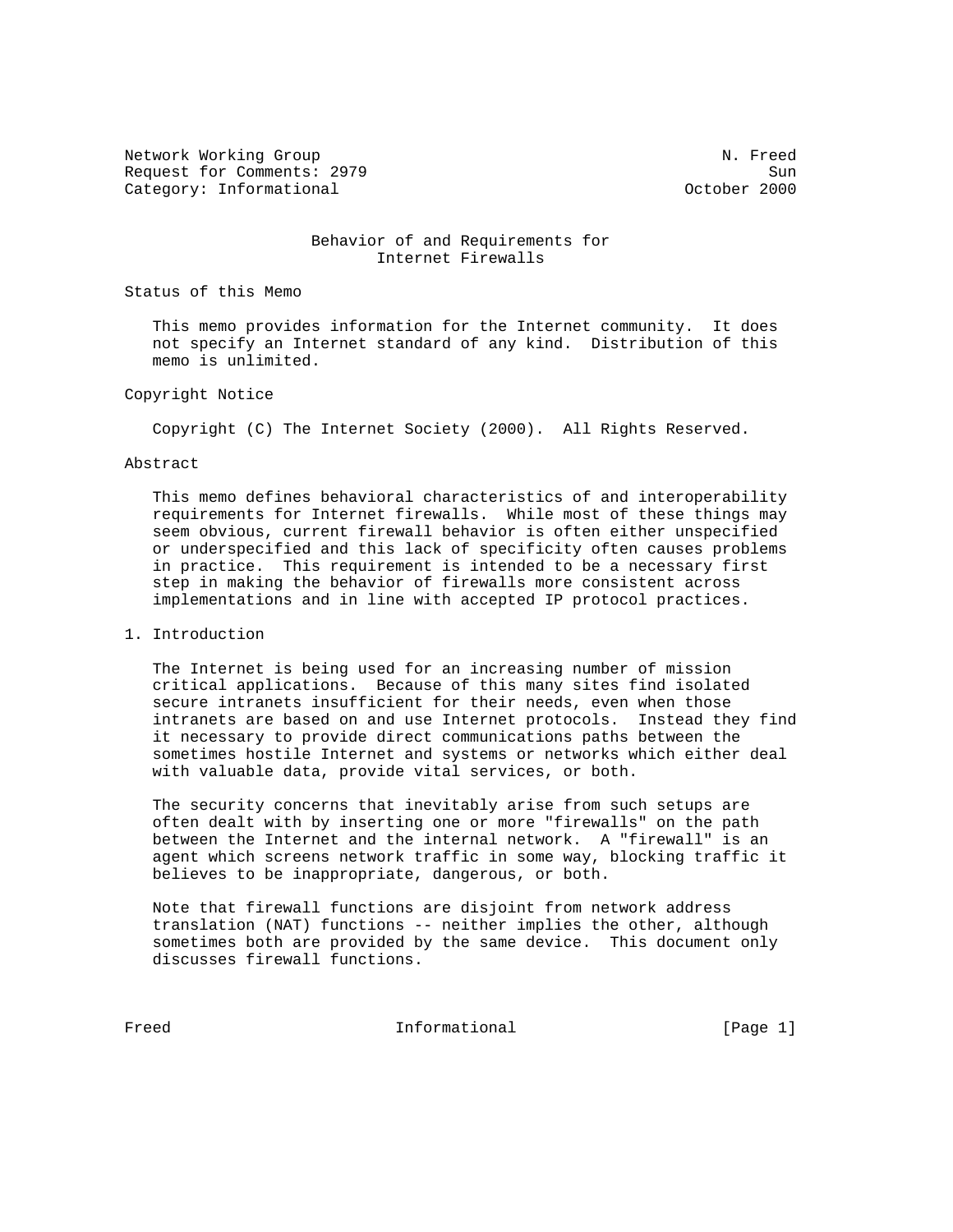Network Working Group N. Freed
Request for Comments: 2979 Sun
Category: Informational October 2000

# Behavior of and Requirements for Internet Firewalls

## Status of this Memo

This memo provides information for the Internet community. It does not specify an Internet standard of any kind. Distribution of this memo is unlimited.

## Copyright Notice

Copyright (C) The Internet Society (2000). All Rights Reserved.

## Abstract

This memo defines behavioral characteristics of and interoperability requirements for Internet firewalls. While most of these things may seem obvious, current firewall behavior is often either unspecified or underspecified and this lack of specificity often causes problems in practice. This requirement is intended to be a necessary first step in making the behavior of firewalls more consistent across implementations and in line with accepted IP protocol practices.

## 1. Introduction

The Internet is being used for an increasing number of mission critical applications. Because of this many sites find isolated secure intranets insufficient for their needs, even when those intranets are based on and use Internet protocols. Instead they find it necessary to provide direct communications paths between the sometimes hostile Internet and systems or networks which either deal with valuable data, provide vital services, or both.

The security concerns that inevitably arise from such setups are often dealt with by inserting one or more "firewalls" on the path between the Internet and the internal network. A "firewall" is an agent which screens network traffic in some way, blocking traffic it believes to be inappropriate, dangerous, or both.

Note that firewall functions are disjoint from network address translation (NAT) functions -- neither implies the other, although sometimes both are provided by the same device. This document only discusses firewall functions.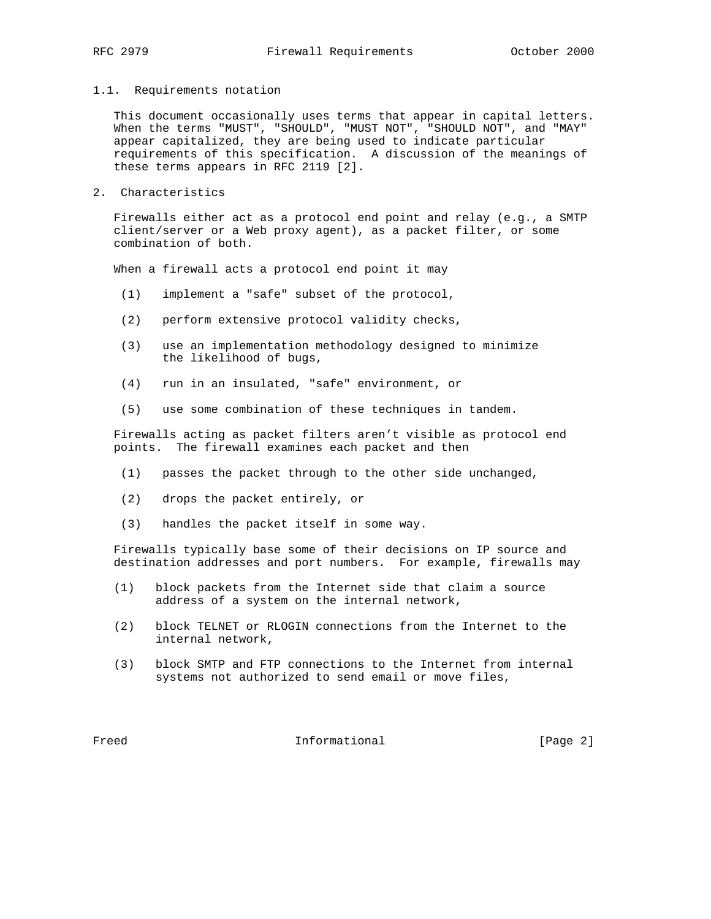### 1.1. Requirements notation

This document occasionally uses terms that appear in capital letters. When the terms "MUST", "SHOULD", "MUST NOT", "SHOULD NOT", and "MAY" appear capitalized, they are being used to indicate particular requirements of this specification. A discussion of the meanings of these terms appears in RFC 2119 [2].

## 2. Characteristics

Firewalls either act as a protocol end point and relay (e.g., a SMTP client/server or a Web proxy agent), as a packet filter, or some combination of both.

When a firewall acts a protocol end point it may

(1) implement a "safe" subset of the protocol,

(2) perform extensive protocol validity checks,

(3) use an implementation methodology designed to minimize the likelihood of bugs,

(4) run in an insulated, "safe" environment, or

(5) use some combination of these techniques in tandem.

Firewalls acting as packet filters aren't visible as protocol end points. The firewall examines each packet and then

(1) passes the packet through to the other side unchanged,

(2) drops the packet entirely, or

(3) handles the packet itself in some way.

Firewalls typically base some of their decisions on IP source and destination addresses and port numbers. For example, firewalls may

(1) block packets from the Internet side that claim a source address of a system on the internal network,

(2) block TELNET or RLOGIN connections from the Internet to the internal network,

(3) block SMTP and FTP connections to the Internet from internal systems not authorized to send email or move files,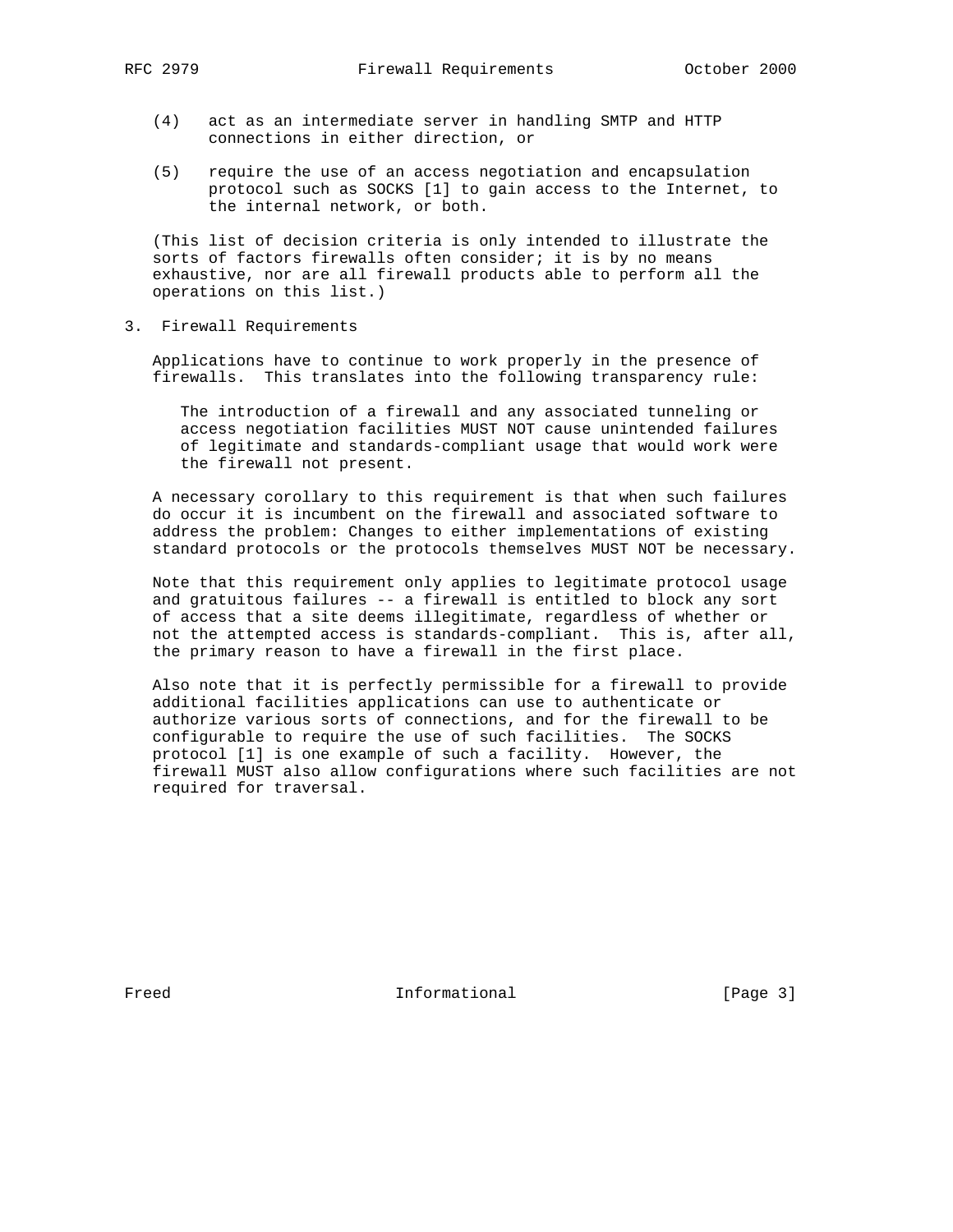(4) act as an intermediate server in handling SMTP and HTTP connections in either direction, or

(5) require the use of an access negotiation and encapsulation protocol such as SOCKS [1] to gain access to the Internet, to the internal network, or both.

(This list of decision criteria is only intended to illustrate the sorts of factors firewalls often consider; it is by no means exhaustive, nor are all firewall products able to perform all the operations on this list.)

## 3. Firewall Requirements

Applications have to continue to work properly in the presence of firewalls. This translates into the following transparency rule:

> The introduction of a firewall and any associated tunneling or access negotiation facilities MUST NOT cause unintended failures of legitimate and standards-compliant usage that would work were the firewall not present.

A necessary corollary to this requirement is that when such failures do occur it is incumbent on the firewall and associated software to address the problem: Changes to either implementations of existing standard protocols or the protocols themselves MUST NOT be necessary.

Note that this requirement only applies to legitimate protocol usage and gratuitous failures -- a firewall is entitled to block any sort of access that a site deems illegitimate, regardless of whether or not the attempted access is standards-compliant. This is, after all, the primary reason to have a firewall in the first place.

Also note that it is perfectly permissible for a firewall to provide additional facilities applications can use to authenticate or authorize various sorts of connections, and for the firewall to be configurable to require the use of such facilities. The SOCKS protocol [1] is one example of such a facility. However, the firewall MUST also allow configurations where such facilities are not required for traversal.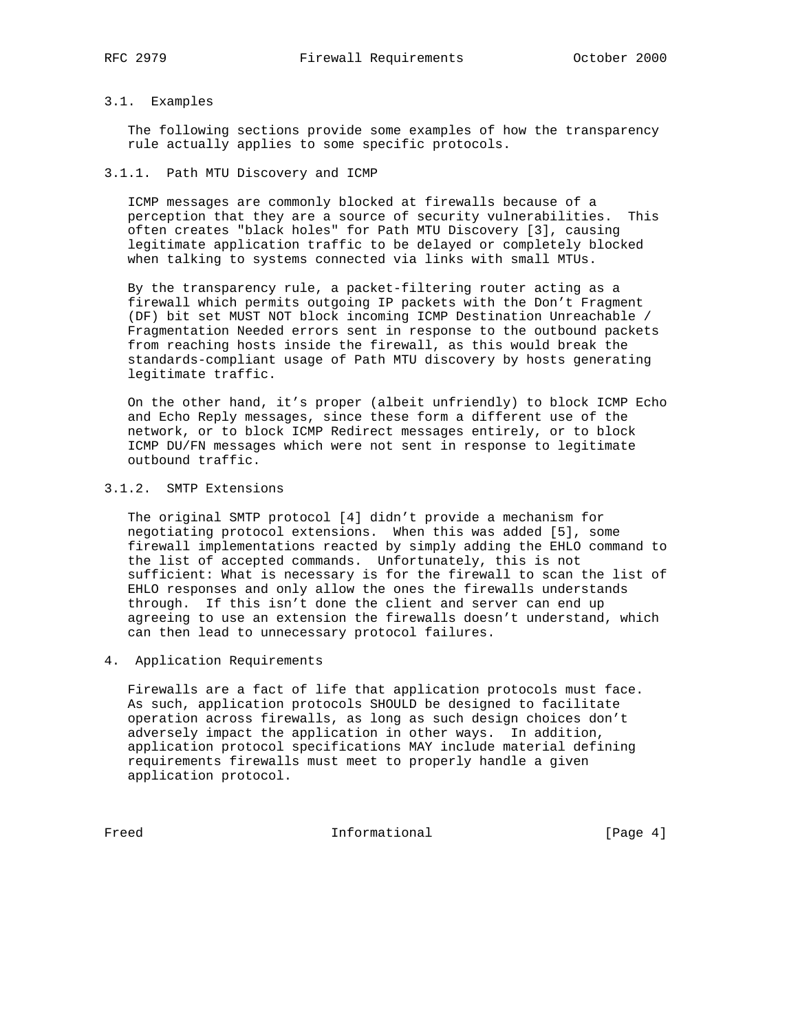### 3.1. Examples

The following sections provide some examples of how the transparency rule actually applies to some specific protocols.

#### 3.1.1. Path MTU Discovery and ICMP

ICMP messages are commonly blocked at firewalls because of a perception that they are a source of security vulnerabilities. This often creates "black holes" for Path MTU Discovery [3], causing legitimate application traffic to be delayed or completely blocked when talking to systems connected via links with small MTUs.

By the transparency rule, a packet-filtering router acting as a firewall which permits outgoing IP packets with the Don't Fragment (DF) bit set MUST NOT block incoming ICMP Destination Unreachable / Fragmentation Needed errors sent in response to the outbound packets from reaching hosts inside the firewall, as this would break the standards-compliant usage of Path MTU discovery by hosts generating legitimate traffic.

On the other hand, it's proper (albeit unfriendly) to block ICMP Echo and Echo Reply messages, since these form a different use of the network, or to block ICMP Redirect messages entirely, or to block ICMP DU/FN messages which were not sent in response to legitimate outbound traffic.

#### 3.1.2. SMTP Extensions

The original SMTP protocol [4] didn't provide a mechanism for negotiating protocol extensions. When this was added [5], some firewall implementations reacted by simply adding the EHLO command to the list of accepted commands. Unfortunately, this is not sufficient: What is necessary is for the firewall to scan the list of EHLO responses and only allow the ones the firewalls understands through. If this isn't done the client and server can end up agreeing to use an extension the firewalls doesn't understand, which can then lead to unnecessary protocol failures.

## 4. Application Requirements

Firewalls are a fact of life that application protocols must face. As such, application protocols SHOULD be designed to facilitate operation across firewalls, as long as such design choices don't adversely impact the application in other ways. In addition, application protocol specifications MAY include material defining requirements firewalls must meet to properly handle a given application protocol.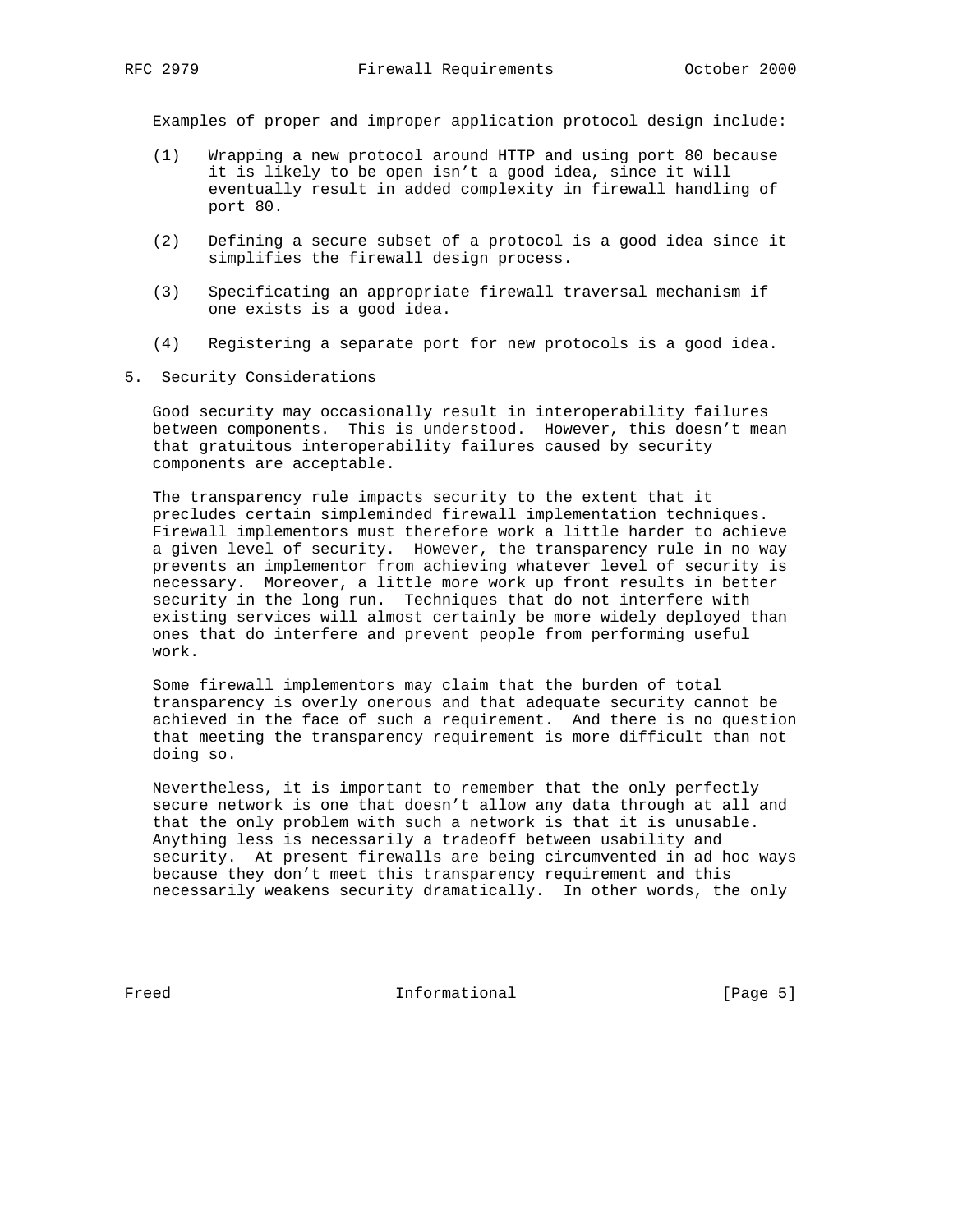Examples of proper and improper application protocol design include:

(1) Wrapping a new protocol around HTTP and using port 80 because it is likely to be open isn't a good idea, since it will eventually result in added complexity in firewall handling of port 80.

(2) Defining a secure subset of a protocol is a good idea since it simplifies the firewall design process.

(3) Specificating an appropriate firewall traversal mechanism if one exists is a good idea.

(4) Registering a separate port for new protocols is a good idea.

## 5. Security Considerations

Good security may occasionally result in interoperability failures between components. This is understood. However, this doesn't mean that gratuitous interoperability failures caused by security components are acceptable.

The transparency rule impacts security to the extent that it precludes certain simpleminded firewall implementation techniques. Firewall implementors must therefore work a little harder to achieve a given level of security. However, the transparency rule in no way prevents an implementor from achieving whatever level of security is necessary. Moreover, a little more work up front results in better security in the long run. Techniques that do not interfere with existing services will almost certainly be more widely deployed than ones that do interfere and prevent people from performing useful work.

Some firewall implementors may claim that the burden of total transparency is overly onerous and that adequate security cannot be achieved in the face of such a requirement. And there is no question that meeting the transparency requirement is more difficult than not doing so.

Nevertheless, it is important to remember that the only perfectly secure network is one that doesn't allow any data through at all and that the only problem with such a network is that it is unusable. Anything less is necessarily a tradeoff between usability and security. At present firewalls are being circumvented in ad hoc ways because they don't meet this transparency requirement and this necessarily weakens security dramatically. In other words, the only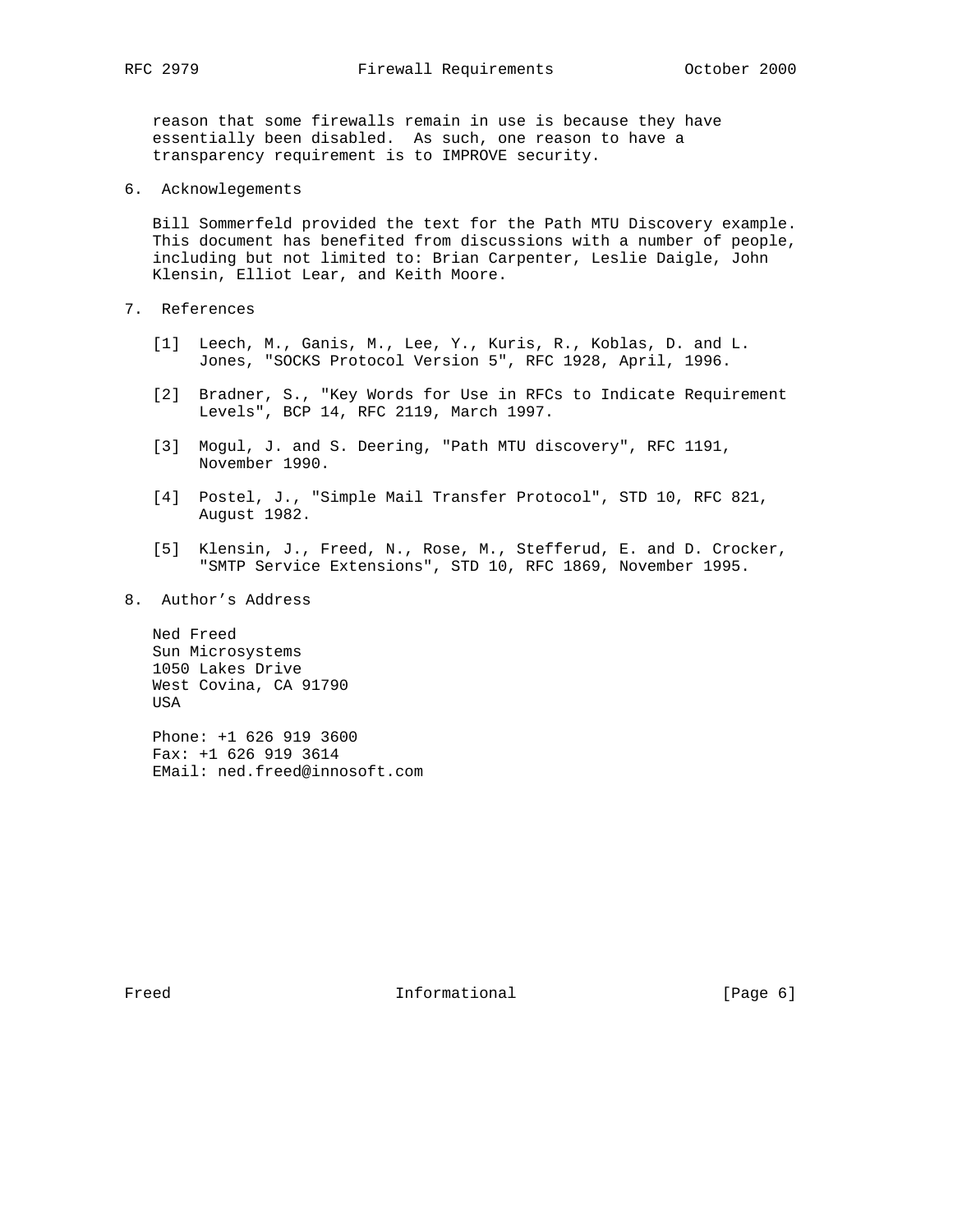reason that some firewalls remain in use is because they have essentially been disabled. As such, one reason to have a transparency requirement is to IMPROVE security.

## 6. Acknowlegements

Bill Sommerfeld provided the text for the Path MTU Discovery example. This document has benefited from discussions with a number of people, including but not limited to: Brian Carpenter, Leslie Daigle, John Klensin, Elliot Lear, and Keith Moore.

## 7. References

[1] Leech, M., Ganis, M., Lee, Y., Kuris, R., Koblas, D. and L. Jones, "SOCKS Protocol Version 5", RFC 1928, April, 1996.

[2] Bradner, S., "Key Words for Use in RFCs to Indicate Requirement Levels", BCP 14, RFC 2119, March 1997.

[3] Mogul, J. and S. Deering, "Path MTU discovery", RFC 1191, November 1990.

[4] Postel, J., "Simple Mail Transfer Protocol", STD 10, RFC 821, August 1982.

[5] Klensin, J., Freed, N., Rose, M., Stefferud, E. and D. Crocker, "SMTP Service Extensions", STD 10, RFC 1869, November 1995.

## 8. Author's Address

Ned Freed
Sun Microsystems
1050 Lakes Drive
West Covina, CA 91790
USA

Phone: +1 626 919 3600
Fax: +1 626 919 3614
EMail: ned.freed@innosoft.com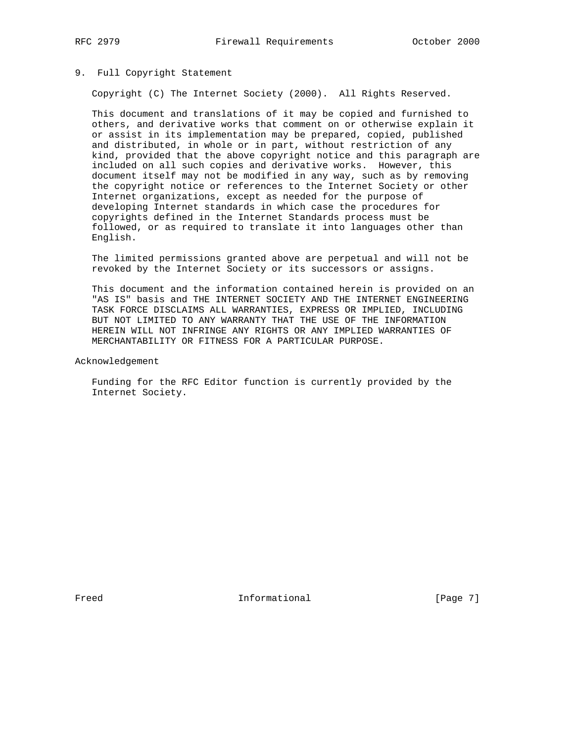## 9. Full Copyright Statement

Copyright (C) The Internet Society (2000). All Rights Reserved.

This document and translations of it may be copied and furnished to others, and derivative works that comment on or otherwise explain it or assist in its implementation may be prepared, copied, published and distributed, in whole or in part, without restriction of any kind, provided that the above copyright notice and this paragraph are included on all such copies and derivative works. However, this document itself may not be modified in any way, such as by removing the copyright notice or references to the Internet Society or other Internet organizations, except as needed for the purpose of developing Internet standards in which case the procedures for copyrights defined in the Internet Standards process must be followed, or as required to translate it into languages other than English.

The limited permissions granted above are perpetual and will not be revoked by the Internet Society or its successors or assigns.

This document and the information contained herein is provided on an "AS IS" basis and THE INTERNET SOCIETY AND THE INTERNET ENGINEERING TASK FORCE DISCLAIMS ALL WARRANTIES, EXPRESS OR IMPLIED, INCLUDING BUT NOT LIMITED TO ANY WARRANTY THAT THE USE OF THE INFORMATION HEREIN WILL NOT INFRINGE ANY RIGHTS OR ANY IMPLIED WARRANTIES OF MERCHANTABILITY OR FITNESS FOR A PARTICULAR PURPOSE.

## Acknowledgement

Funding for the RFC Editor function is currently provided by the Internet Society.